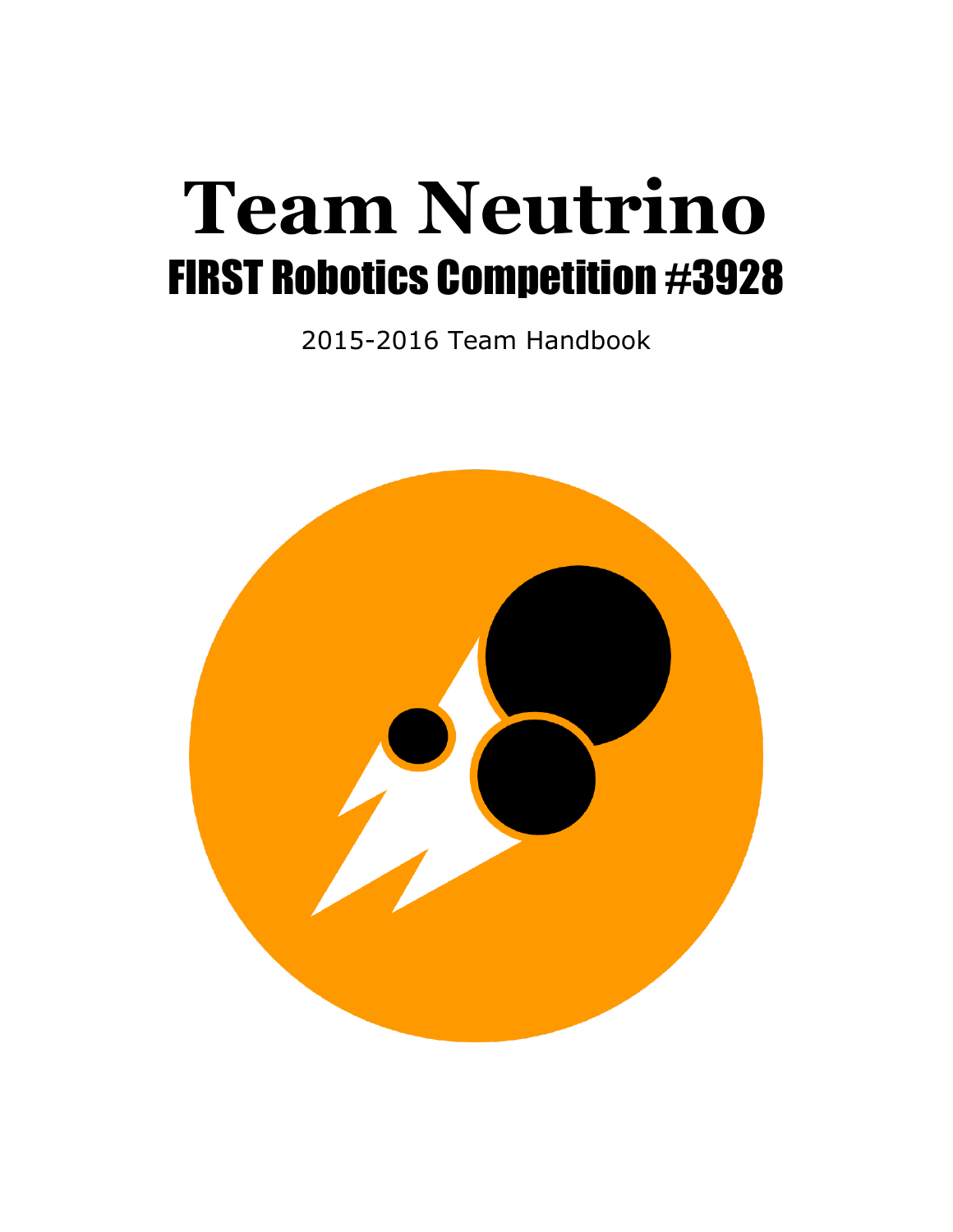# Team Neutrino

## FIRST Robotics Competition #3928

2015-2016 Team Handbook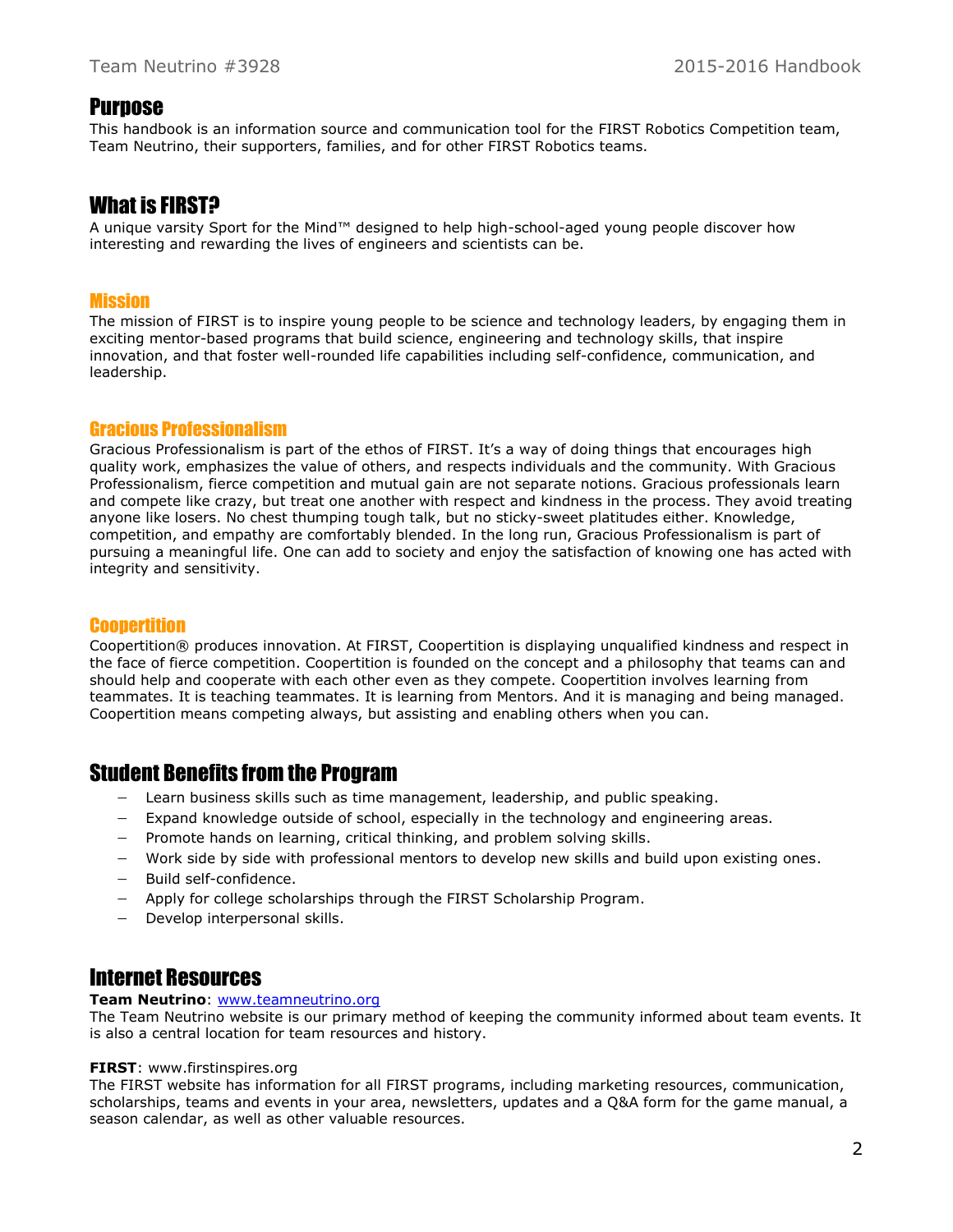## Purpose

This handbook is an information source and communication tool for the FIRST Robotics Competition team, Team Neutrino, their supporters, families, and for other FIRST Robotics teams.

## What is FIRST?

A unique varsity Sport for the Mind™ designed to help high-school-aged young people discover how interesting and rewarding the lives of engineers and scientists can be.

### Mission

The mission of FIRST is to inspire young people to be science and technology leaders, by engaging them in exciting mentor-based programs that build science, engineering and technology skills, that inspire innovation, and that foster well-rounded life capabilities including self-confidence, communication, and leadership.

### Gracious Professionalism

Gracious Professionalism is part of the ethos of FIRST. It's a way of doing things that encourages high quality work, emphasizes the value of others, and respects individuals and the community. With Gracious Professionalism, fierce competition and mutual gain are not separate notions. Gracious professionals learn and compete like crazy, but treat one another with respect and kindness in the process. They avoid treating anyone like losers. No chest thumping tough talk, but no sticky-sweet platitudes either. Knowledge, competition, and empathy are comfortably blended. In the long run, Gracious Professionalism is part of pursuing a meaningful life. One can add to society and enjoy the satisfaction of knowing one has acted with integrity and sensitivity.

### Coopertition

Coopertition® produces innovation. At FIRST, Coopertition is displaying unqualified kindness and respect in the face of fierce competition. Coopertition is founded on the concept and a philosophy that teams can and should help and cooperate with each other even as they compete. Coopertition involves learning from teammates. It is teaching teammates. It is learning from Mentors. And it is managing and being managed. Coopertition means competing always, but assisting and enabling others when you can.

## Student Benefits from the Program

- Learn business skills such as time management, leadership, and public speaking.
- Expand knowledge outside of school, especially in the technology and engineering areas.
- Promote hands on learning, critical thinking, and problem solving skills.
- Work side by side with professional mentors to develop new skills and build upon existing ones.
- Build self-confidence.
- Apply for college scholarships through the FIRST Scholarship Program.
- Develop interpersonal skills.

## Internet Resources

**Team Neutrino**: [www.teamneutrino.org](http://www.teamneutrino.org)
The Team Neutrino website is our primary method of keeping the community informed about team events. It is also a central location for team resources and history.

**FIRST**: www.firstinspires.org
The FIRST website has information for all FIRST programs, including marketing resources, communication, scholarships, teams and events in your area, newsletters, updates and a Q&A form for the game manual, a season calendar, as well as other valuable resources.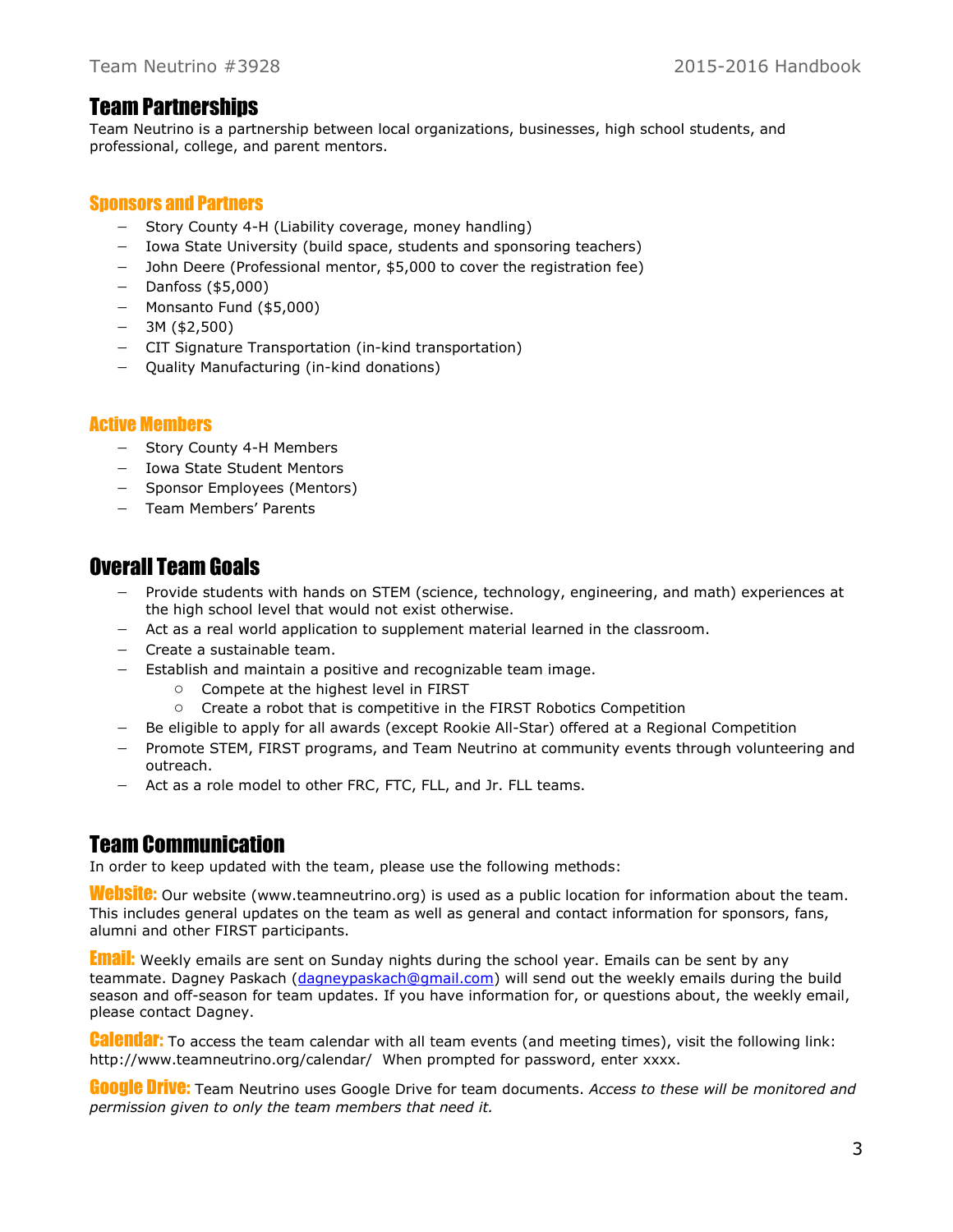# Team Partnerships

Team Neutrino is a partnership between local organizations, businesses, high school students, and professional, college, and parent mentors.

## Sponsors and Partners

- Story County 4-H (Liability coverage, money handling)
- Iowa State University (build space, students and sponsoring teachers)
- John Deere (Professional mentor, $5,000 to cover the registration fee)
- Danfoss ($5,000)
- Monsanto Fund ($5,000)
- 3M ($2,500)
- CIT Signature Transportation (in-kind transportation)
- Quality Manufacturing (in-kind donations)

## Active Members

- Story County 4-H Members
- Iowa State Student Mentors
- Sponsor Employees (Mentors)
- Team Members' Parents

# Overall Team Goals

- Provide students with hands on STEM (science, technology, engineering, and math) experiences at the high school level that would not exist otherwise.
- Act as a real world application to supplement material learned in the classroom.
- Create a sustainable team.
- Establish and maintain a positive and recognizable team image.
  - Compete at the highest level in FIRST
  - Create a robot that is competitive in the FIRST Robotics Competition
- Be eligible to apply for all awards (except Rookie All-Star) offered at a Regional Competition
- Promote STEM, FIRST programs, and Team Neutrino at community events through volunteering and outreach.
- Act as a role model to other FRC, FTC, FLL, and Jr. FLL teams.

# Team Communication

In order to keep updated with the team, please use the following methods:

**Website:** Our website (www.teamneutrino.org) is used as a public location for information about the team. This includes general updates on the team as well as general and contact information for sponsors, fans, alumni and other FIRST participants.

**Email:** Weekly emails are sent on Sunday nights during the school year. Emails can be sent by any teammate. Dagney Paskach (dagneypaskach@gmail.com) will send out the weekly emails during the build season and off-season for team updates. If you have information for, or questions about, the weekly email, please contact Dagney.

**Calendar:** To access the team calendar with all team events (and meeting times), visit the following link: http://www.teamneutrino.org/calendar/ When prompted for password, enter xxxx.

**Google Drive:** Team Neutrino uses Google Drive for team documents. *Access to these will be monitored and permission given to only the team members that need it.*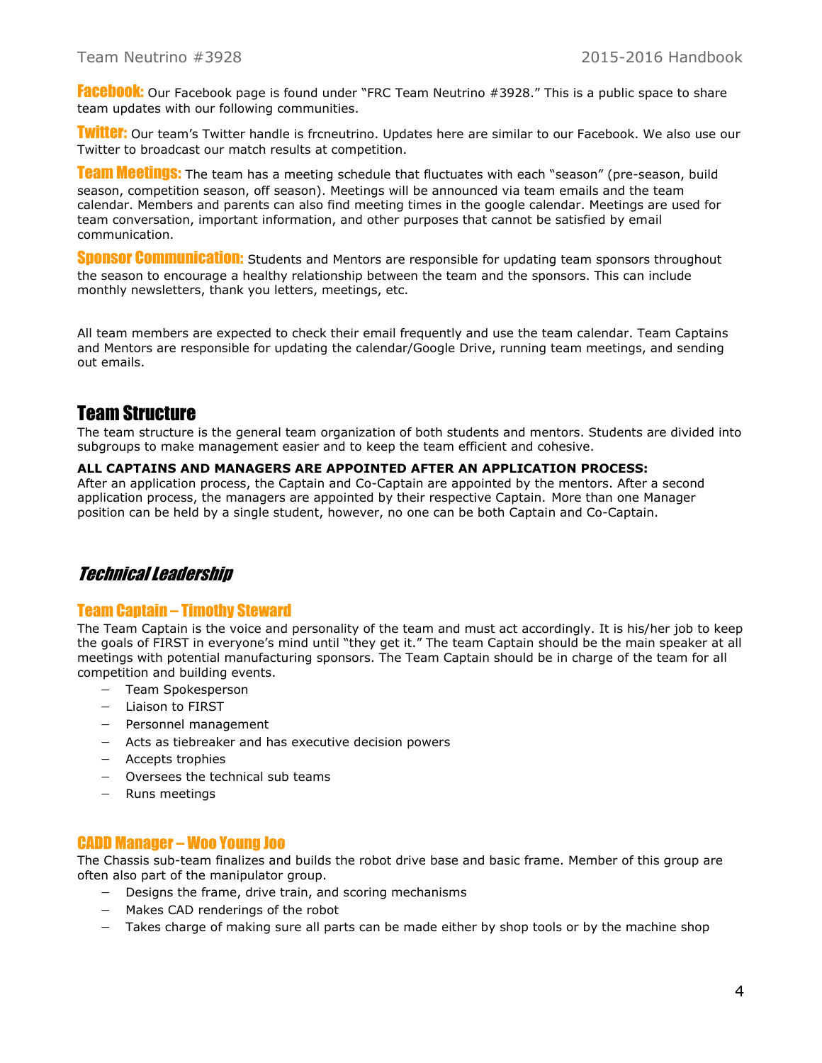**Facebook:** Our Facebook page is found under "FRC Team Neutrino #3928." This is a public space to share team updates with our following communities.

**Twitter:** Our team's Twitter handle is frcneutrino. Updates here are similar to our Facebook. We also use our Twitter to broadcast our match results at competition.

**Team Meetings:** The team has a meeting schedule that fluctuates with each "season" (pre-season, build season, competition season, off season). Meetings will be announced via team emails and the team calendar. Members and parents can also find meeting times in the google calendar. Meetings are used for team conversation, important information, and other purposes that cannot be satisfied by email communication.

**Sponsor Communication:** Students and Mentors are responsible for updating team sponsors throughout the season to encourage a healthy relationship between the team and the sponsors. This can include monthly newsletters, thank you letters, meetings, etc.

All team members are expected to check their email frequently and use the team calendar. Team Captains and Mentors are responsible for updating the calendar/Google Drive, running team meetings, and sending out emails.

# Team Structure

The team structure is the general team organization of both students and mentors. Students are divided into subgroups to make management easier and to keep the team efficient and cohesive.

**ALL CAPTAINS AND MANAGERS ARE APPOINTED AFTER AN APPLICATION PROCESS:**
After an application process, the Captain and Co-Captain are appointed by the mentors. After a second application process, the managers are appointed by their respective Captain. More than one Manager position can be held by a single student, however, no one can be both Captain and Co-Captain.

## *Technical Leadership*

### Team Captain – Timothy Steward

The Team Captain is the voice and personality of the team and must act accordingly. It is his/her job to keep the goals of FIRST in everyone's mind until "they get it." The team Captain should be the main speaker at all meetings with potential manufacturing sponsors. The Team Captain should be in charge of the team for all competition and building events.

- Team Spokesperson
- Liaison to FIRST
- Personnel management
- Acts as tiebreaker and has executive decision powers
- Accepts trophies
- Oversees the technical sub teams
- Runs meetings

### CADD Manager – Woo Young Joo

The Chassis sub-team finalizes and builds the robot drive base and basic frame. Member of this group are often also part of the manipulator group.

- Designs the frame, drive train, and scoring mechanisms
- Makes CAD renderings of the robot
- Takes charge of making sure all parts can be made either by shop tools or by the machine shop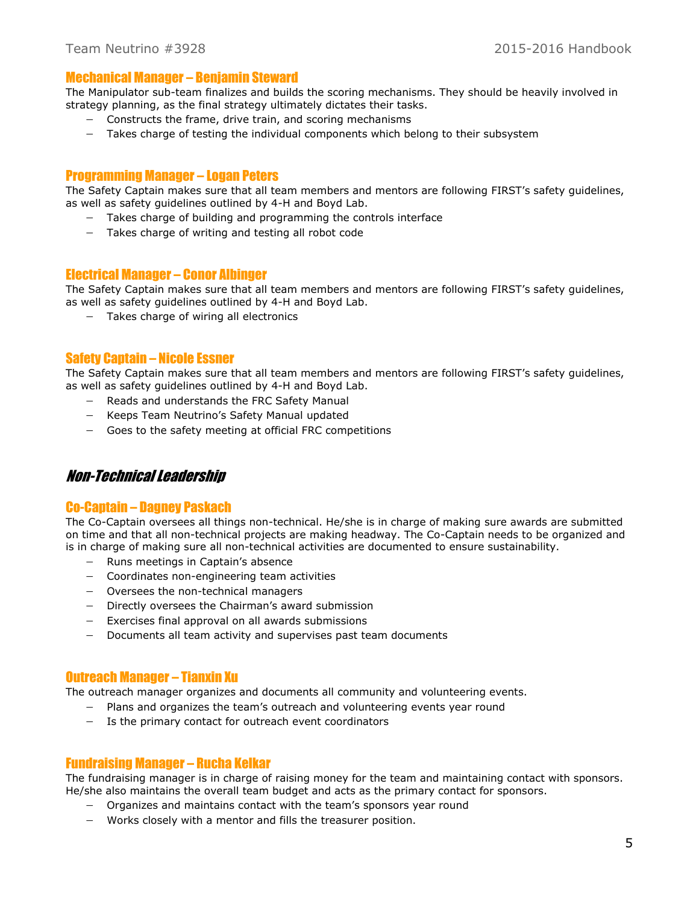### Mechanical Manager – Benjamin Steward

The Manipulator sub-team finalizes and builds the scoring mechanisms. They should be heavily involved in strategy planning, as the final strategy ultimately dictates their tasks.

- Constructs the frame, drive train, and scoring mechanisms
- Takes charge of testing the individual components which belong to their subsystem

### Programming Manager – Logan Peters

The Safety Captain makes sure that all team members and mentors are following FIRST's safety guidelines, as well as safety guidelines outlined by 4-H and Boyd Lab.

- Takes charge of building and programming the controls interface
- Takes charge of writing and testing all robot code

### Electrical Manager – Conor Albinger

The Safety Captain makes sure that all team members and mentors are following FIRST's safety guidelines, as well as safety guidelines outlined by 4-H and Boyd Lab.

- Takes charge of wiring all electronics

### Safety Captain – Nicole Essner

The Safety Captain makes sure that all team members and mentors are following FIRST's safety guidelines, as well as safety guidelines outlined by 4-H and Boyd Lab.

- Reads and understands the FRC Safety Manual
- Keeps Team Neutrino's Safety Manual updated
- Goes to the safety meeting at official FRC competitions

## *Non-Technical Leadership*

### Co-Captain – Dagney Paskach

The Co-Captain oversees all things non-technical. He/she is in charge of making sure awards are submitted on time and that all non-technical projects are making headway. The Co-Captain needs to be organized and is in charge of making sure all non-technical activities are documented to ensure sustainability.

- Runs meetings in Captain's absence
- Coordinates non-engineering team activities
- Oversees the non-technical managers
- Directly oversees the Chairman's award submission
- Exercises final approval on all awards submissions
- Documents all team activity and supervises past team documents

### Outreach Manager – Tianxin Xu

The outreach manager organizes and documents all community and volunteering events.

- Plans and organizes the team's outreach and volunteering events year round
- Is the primary contact for outreach event coordinators

### Fundraising Manager – Rucha Kelkar

The fundraising manager is in charge of raising money for the team and maintaining contact with sponsors. He/she also maintains the overall team budget and acts as the primary contact for sponsors.

- Organizes and maintains contact with the team's sponsors year round
- Works closely with a mentor and fills the treasurer position.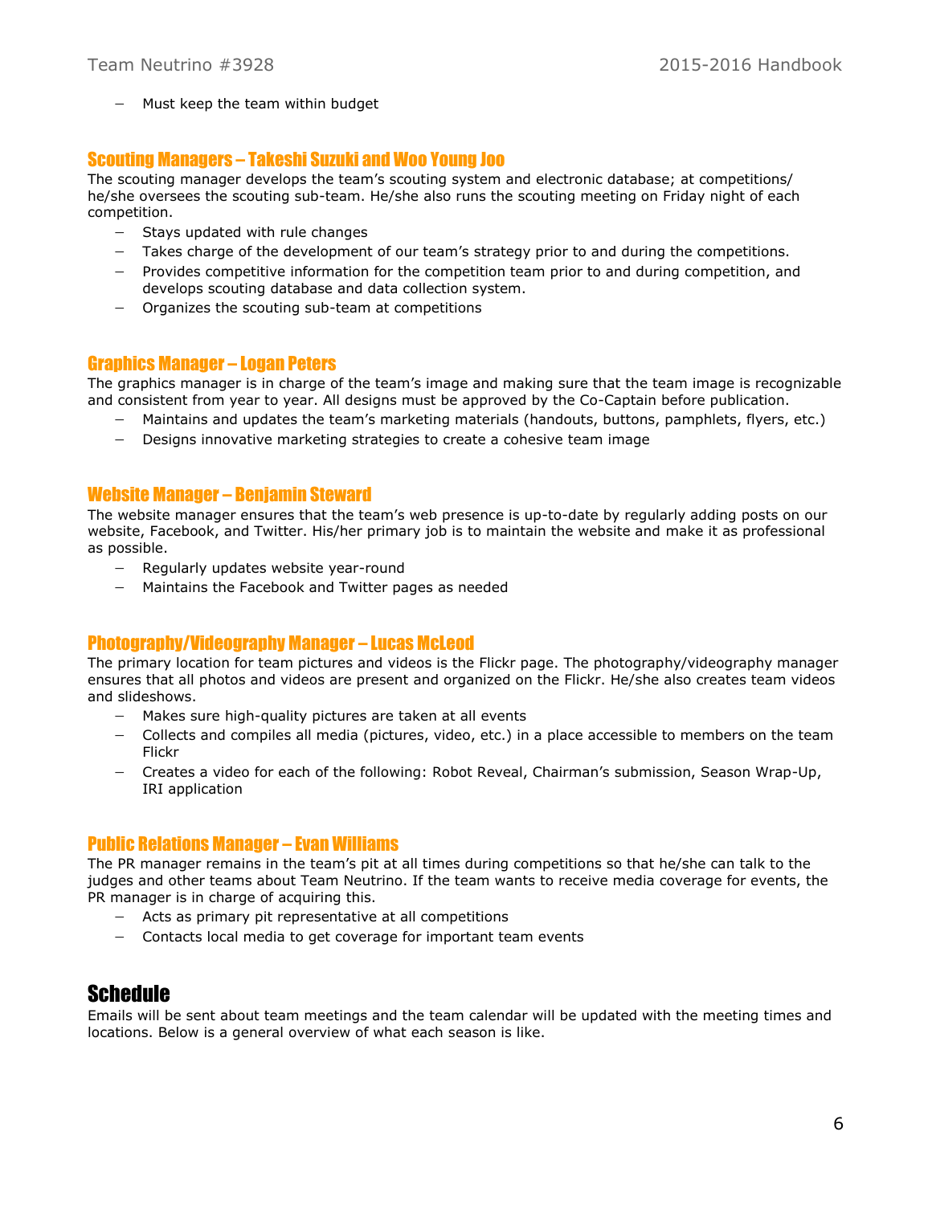- Must keep the team within budget

### Scouting Managers – Takeshi Suzuki and Woo Young Joo

The scouting manager develops the team's scouting system and electronic database; at competitions/ he/she oversees the scouting sub-team. He/she also runs the scouting meeting on Friday night of each competition.

- Stays updated with rule changes
- Takes charge of the development of our team's strategy prior to and during the competitions.
- Provides competitive information for the competition team prior to and during competition, and develops scouting database and data collection system.
- Organizes the scouting sub-team at competitions

### Graphics Manager – Logan Peters

The graphics manager is in charge of the team's image and making sure that the team image is recognizable and consistent from year to year. All designs must be approved by the Co-Captain before publication.

- Maintains and updates the team's marketing materials (handouts, buttons, pamphlets, flyers, etc.)
- Designs innovative marketing strategies to create a cohesive team image

### Website Manager – Benjamin Steward

The website manager ensures that the team's web presence is up-to-date by regularly adding posts on our website, Facebook, and Twitter. His/her primary job is to maintain the website and make it as professional as possible.

- Regularly updates website year-round
- Maintains the Facebook and Twitter pages as needed

### Photography/Videography Manager – Lucas McLeod

The primary location for team pictures and videos is the Flickr page. The photography/videography manager ensures that all photos and videos are present and organized on the Flickr. He/she also creates team videos and slideshows.

- Makes sure high-quality pictures are taken at all events
- Collects and compiles all media (pictures, video, etc.) in a place accessible to members on the team Flickr
- Creates a video for each of the following: Robot Reveal, Chairman's submission, Season Wrap-Up, IRI application

### Public Relations Manager – Evan Williams

The PR manager remains in the team's pit at all times during competitions so that he/she can talk to the judges and other teams about Team Neutrino. If the team wants to receive media coverage for events, the PR manager is in charge of acquiring this.

- Acts as primary pit representative at all competitions
- Contacts local media to get coverage for important team events

## Schedule

Emails will be sent about team meetings and the team calendar will be updated with the meeting times and locations. Below is a general overview of what each season is like.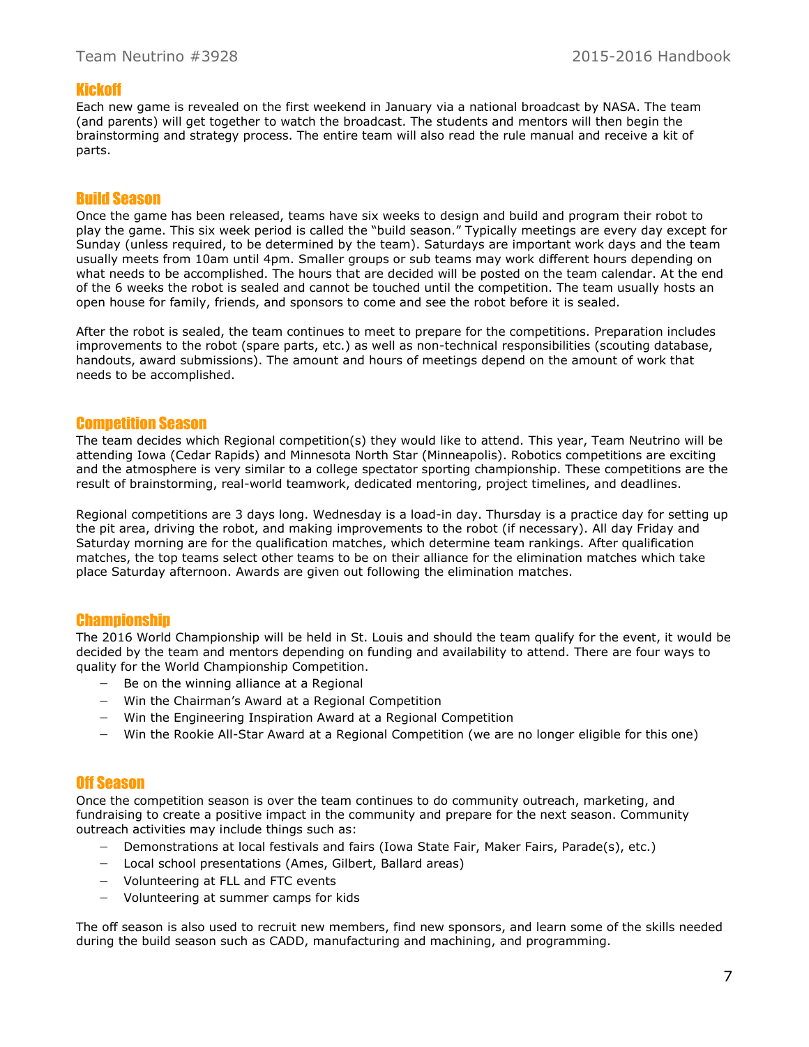## Kickoff

Each new game is revealed on the first weekend in January via a national broadcast by NASA. The team (and parents) will get together to watch the broadcast. The students and mentors will then begin the brainstorming and strategy process. The entire team will also read the rule manual and receive a kit of parts.

## Build Season

Once the game has been released, teams have six weeks to design and build and program their robot to play the game. This six week period is called the "build season." Typically meetings are every day except for Sunday (unless required, to be determined by the team). Saturdays are important work days and the team usually meets from 10am until 4pm. Smaller groups or sub teams may work different hours depending on what needs to be accomplished. The hours that are decided will be posted on the team calendar. At the end of the 6 weeks the robot is sealed and cannot be touched until the competition. The team usually hosts an open house for family, friends, and sponsors to come and see the robot before it is sealed.

After the robot is sealed, the team continues to meet to prepare for the competitions. Preparation includes improvements to the robot (spare parts, etc.) as well as non-technical responsibilities (scouting database, handouts, award submissions). The amount and hours of meetings depend on the amount of work that needs to be accomplished.

## Competition Season

The team decides which Regional competition(s) they would like to attend. This year, Team Neutrino will be attending Iowa (Cedar Rapids) and Minnesota North Star (Minneapolis). Robotics competitions are exciting and the atmosphere is very similar to a college spectator sporting championship. These competitions are the result of brainstorming, real-world teamwork, dedicated mentoring, project timelines, and deadlines.

Regional competitions are 3 days long. Wednesday is a load-in day. Thursday is a practice day for setting up the pit area, driving the robot, and making improvements to the robot (if necessary). All day Friday and Saturday morning are for the qualification matches, which determine team rankings. After qualification matches, the top teams select other teams to be on their alliance for the elimination matches which take place Saturday afternoon. Awards are given out following the elimination matches.

## Championship

The 2016 World Championship will be held in St. Louis and should the team qualify for the event, it would be decided by the team and mentors depending on funding and availability to attend. There are four ways to quality for the World Championship Competition.

- Be on the winning alliance at a Regional
- Win the Chairman's Award at a Regional Competition
- Win the Engineering Inspiration Award at a Regional Competition
- Win the Rookie All-Star Award at a Regional Competition (we are no longer eligible for this one)

## Off Season

Once the competition season is over the team continues to do community outreach, marketing, and fundraising to create a positive impact in the community and prepare for the next season. Community outreach activities may include things such as:

- Demonstrations at local festivals and fairs (Iowa State Fair, Maker Fairs, Parade(s), etc.)
- Local school presentations (Ames, Gilbert, Ballard areas)
- Volunteering at FLL and FTC events
- Volunteering at summer camps for kids

The off season is also used to recruit new members, find new sponsors, and learn some of the skills needed during the build season such as CADD, manufacturing and machining, and programming.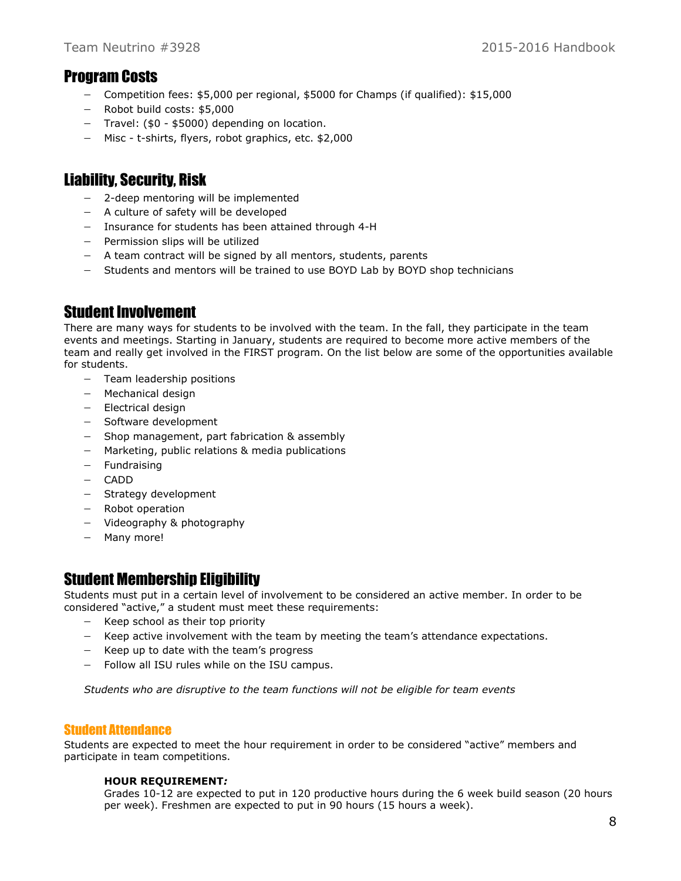## Program Costs

- Competition fees: $5,000 per regional, $5000 for Champs (if qualified): $15,000
- Robot build costs: $5,000
- Travel: ($0 - $5000) depending on location.
- Misc - t-shirts, flyers, robot graphics, etc. $2,000

## Liability, Security, Risk

- 2-deep mentoring will be implemented
- A culture of safety will be developed
- Insurance for students has been attained through 4-H
- Permission slips will be utilized
- A team contract will be signed by all mentors, students, parents
- Students and mentors will be trained to use BOYD Lab by BOYD shop technicians

## Student Involvement

There are many ways for students to be involved with the team. In the fall, they participate in the team events and meetings. Starting in January, students are required to become more active members of the team and really get involved in the FIRST program. On the list below are some of the opportunities available for students.

- Team leadership positions
- Mechanical design
- Electrical design
- Software development
- Shop management, part fabrication & assembly
- Marketing, public relations & media publications
- Fundraising
- CADD
- Strategy development
- Robot operation
- Videography & photography
- Many more!

## Student Membership Eligibility

Students must put in a certain level of involvement to be considered an active member. In order to be considered "active," a student must meet these requirements:

- Keep school as their top priority
- Keep active involvement with the team by meeting the team's attendance expectations.
- Keep up to date with the team's progress
- Follow all ISU rules while on the ISU campus.

*Students who are disruptive to the team functions will not be eligible for team events*

### Student Attendance

Students are expected to meet the hour requirement in order to be considered "active" members and participate in team competitions.

**HOUR REQUIREMENT*:***
Grades 10-12 are expected to put in 120 productive hours during the 6 week build season (20 hours per week). Freshmen are expected to put in 90 hours (15 hours a week).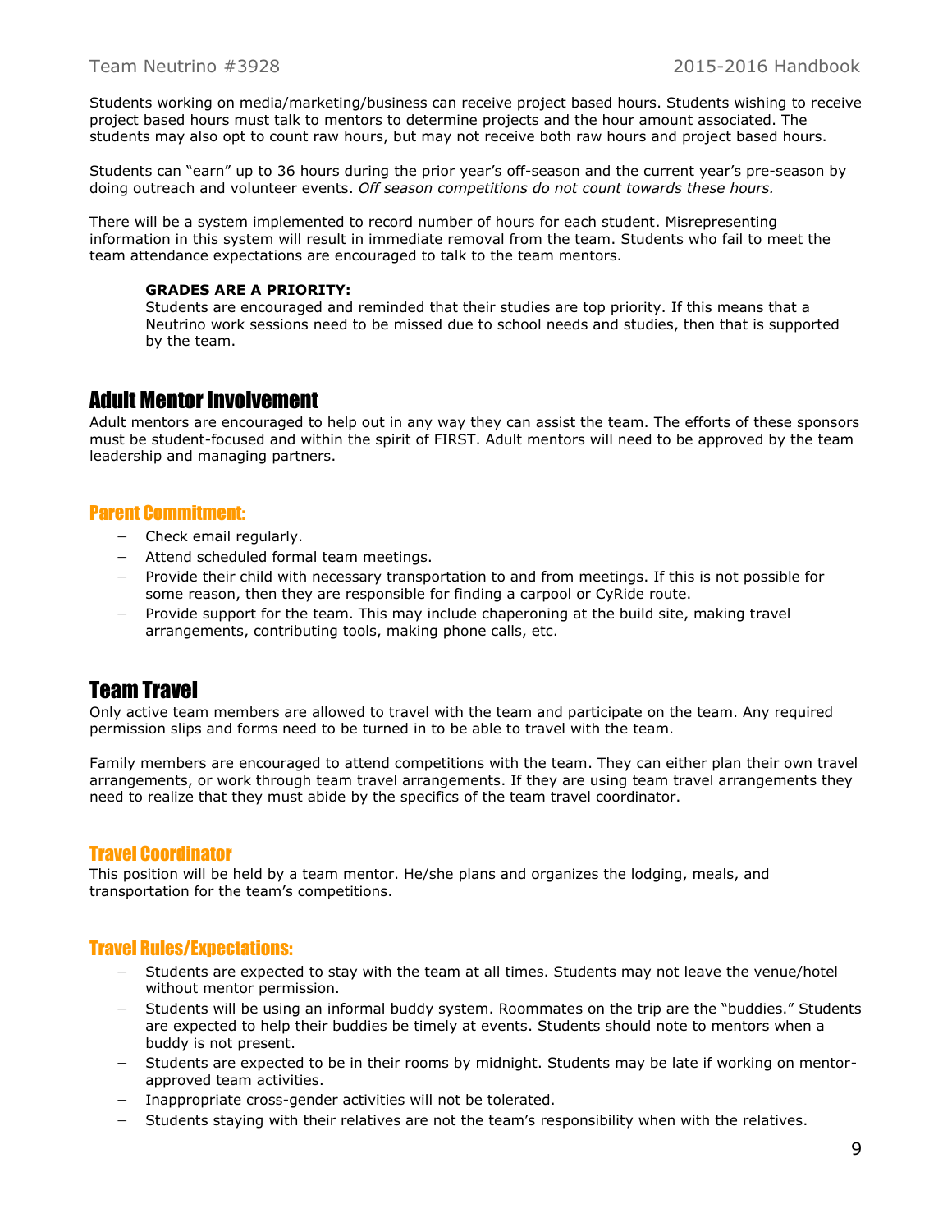Students working on media/marketing/business can receive project based hours. Students wishing to receive project based hours must talk to mentors to determine projects and the hour amount associated. The students may also opt to count raw hours, but may not receive both raw hours and project based hours.

Students can "earn" up to 36 hours during the prior year's off-season and the current year's pre-season by doing outreach and volunteer events. *Off season competitions do not count towards these hours.*

There will be a system implemented to record number of hours for each student. Misrepresenting information in this system will result in immediate removal from the team. Students who fail to meet the team attendance expectations are encouraged to talk to the team mentors.

**GRADES ARE A PRIORITY:**
Students are encouraged and reminded that their studies are top priority. If this means that a Neutrino work sessions need to be missed due to school needs and studies, then that is supported by the team.

## Adult Mentor Involvement

Adult mentors are encouraged to help out in any way they can assist the team. The efforts of these sponsors must be student-focused and within the spirit of FIRST. Adult mentors will need to be approved by the team leadership and managing partners.

### Parent Commitment:

- Check email regularly.
- Attend scheduled formal team meetings.
- Provide their child with necessary transportation to and from meetings. If this is not possible for some reason, then they are responsible for finding a carpool or CyRide route.
- Provide support for the team. This may include chaperoning at the build site, making travel arrangements, contributing tools, making phone calls, etc.

## Team Travel

Only active team members are allowed to travel with the team and participate on the team. Any required permission slips and forms need to be turned in to be able to travel with the team.

Family members are encouraged to attend competitions with the team. They can either plan their own travel arrangements, or work through team travel arrangements. If they are using team travel arrangements they need to realize that they must abide by the specifics of the team travel coordinator.

### Travel Coordinator

This position will be held by a team mentor. He/she plans and organizes the lodging, meals, and transportation for the team's competitions.

### Travel Rules/Expectations:

- Students are expected to stay with the team at all times. Students may not leave the venue/hotel without mentor permission.
- Students will be using an informal buddy system. Roommates on the trip are the "buddies." Students are expected to help their buddies be timely at events. Students should note to mentors when a buddy is not present.
- Students are expected to be in their rooms by midnight. Students may be late if working on mentor-approved team activities.
- Inappropriate cross-gender activities will not be tolerated.
- Students staying with their relatives are not the team's responsibility when with the relatives.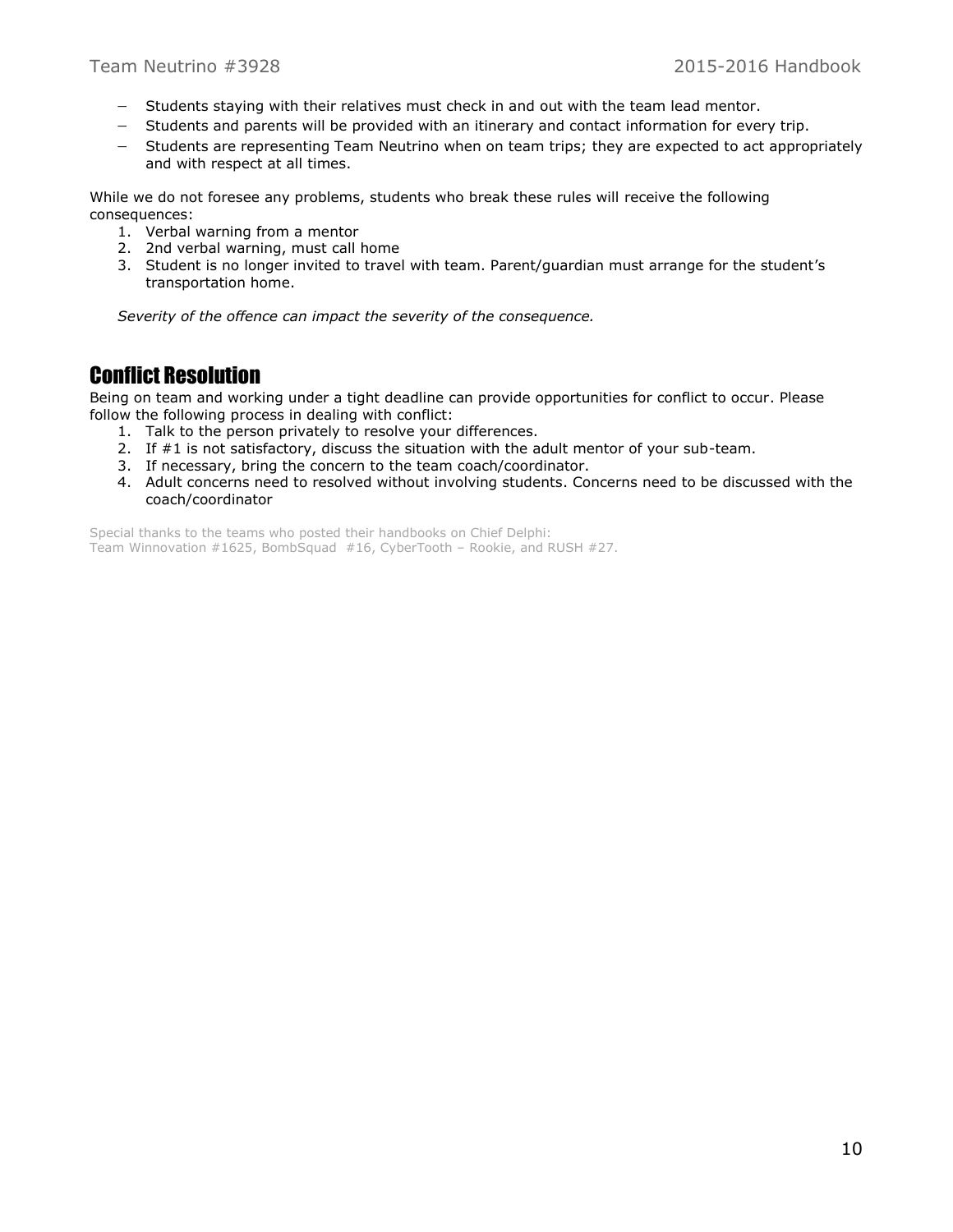- Students staying with their relatives must check in and out with the team lead mentor.
- Students and parents will be provided with an itinerary and contact information for every trip.
- Students are representing Team Neutrino when on team trips; they are expected to act appropriately and with respect at all times.

While we do not foresee any problems, students who break these rules will receive the following consequences:

1. Verbal warning from a mentor
2. 2nd verbal warning, must call home
3. Student is no longer invited to travel with team. Parent/guardian must arrange for the student's transportation home.

*Severity of the offence can impact the severity of the consequence.*

## Conflict Resolution

Being on team and working under a tight deadline can provide opportunities for conflict to occur. Please follow the following process in dealing with conflict:

1. Talk to the person privately to resolve your differences.
2. If #1 is not satisfactory, discuss the situation with the adult mentor of your sub-team.
3. If necessary, bring the concern to the team coach/coordinator.
4. Adult concerns need to resolved without involving students. Concerns need to be discussed with the coach/coordinator

Special thanks to the teams who posted their handbooks on Chief Delphi:
Team Winnovation #1625, BombSquad #16, CyberTooth – Rookie, and RUSH #27.